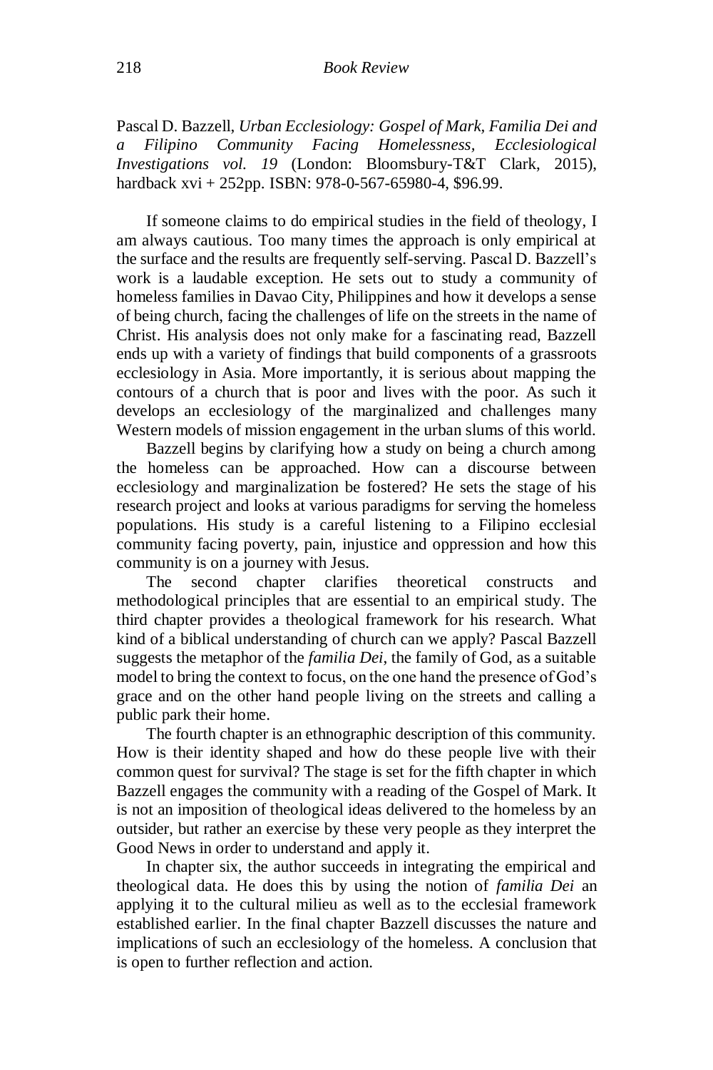Pascal D. Bazzell, *Urban Ecclesiology: Gospel of Mark, Familia Dei and a Filipino Community Facing Homelessness, Ecclesiological Investigations vol. 19* (London: Bloomsbury-T&T Clark, 2015), hardback xvi + 252pp. ISBN: 978-0-567-65980-4, $96.99.

If someone claims to do empirical studies in the field of theology, I am always cautious. Too many times the approach is only empirical at the surface and the results are frequently self-serving. Pascal D. Bazzell's work is a laudable exception. He sets out to study a community of homeless families in Davao City, Philippines and how it develops a sense of being church, facing the challenges of life on the streets in the name of Christ. His analysis does not only make for a fascinating read, Bazzell ends up with a variety of findings that build components of a grassroots ecclesiology in Asia. More importantly, it is serious about mapping the contours of a church that is poor and lives with the poor. As such it develops an ecclesiology of the marginalized and challenges many Western models of mission engagement in the urban slums of this world.

Bazzell begins by clarifying how a study on being a church among the homeless can be approached. How can a discourse between ecclesiology and marginalization be fostered? He sets the stage of his research project and looks at various paradigms for serving the homeless populations. His study is a careful listening to a Filipino ecclesial community facing poverty, pain, injustice and oppression and how this community is on a journey with Jesus.

The second chapter clarifies theoretical constructs and methodological principles that are essential to an empirical study. The third chapter provides a theological framework for his research. What kind of a biblical understanding of church can we apply? Pascal Bazzell suggests the metaphor of the *familia Dei*, the family of God, as a suitable model to bring the context to focus, on the one hand the presence of God's grace and on the other hand people living on the streets and calling a public park their home.

The fourth chapter is an ethnographic description of this community. How is their identity shaped and how do these people live with their common quest for survival? The stage is set for the fifth chapter in which Bazzell engages the community with a reading of the Gospel of Mark. It is not an imposition of theological ideas delivered to the homeless by an outsider, but rather an exercise by these very people as they interpret the Good News in order to understand and apply it.

In chapter six, the author succeeds in integrating the empirical and theological data. He does this by using the notion of *familia Dei* an applying it to the cultural milieu as well as to the ecclesial framework established earlier. In the final chapter Bazzell discusses the nature and implications of such an ecclesiology of the homeless. A conclusion that is open to further reflection and action.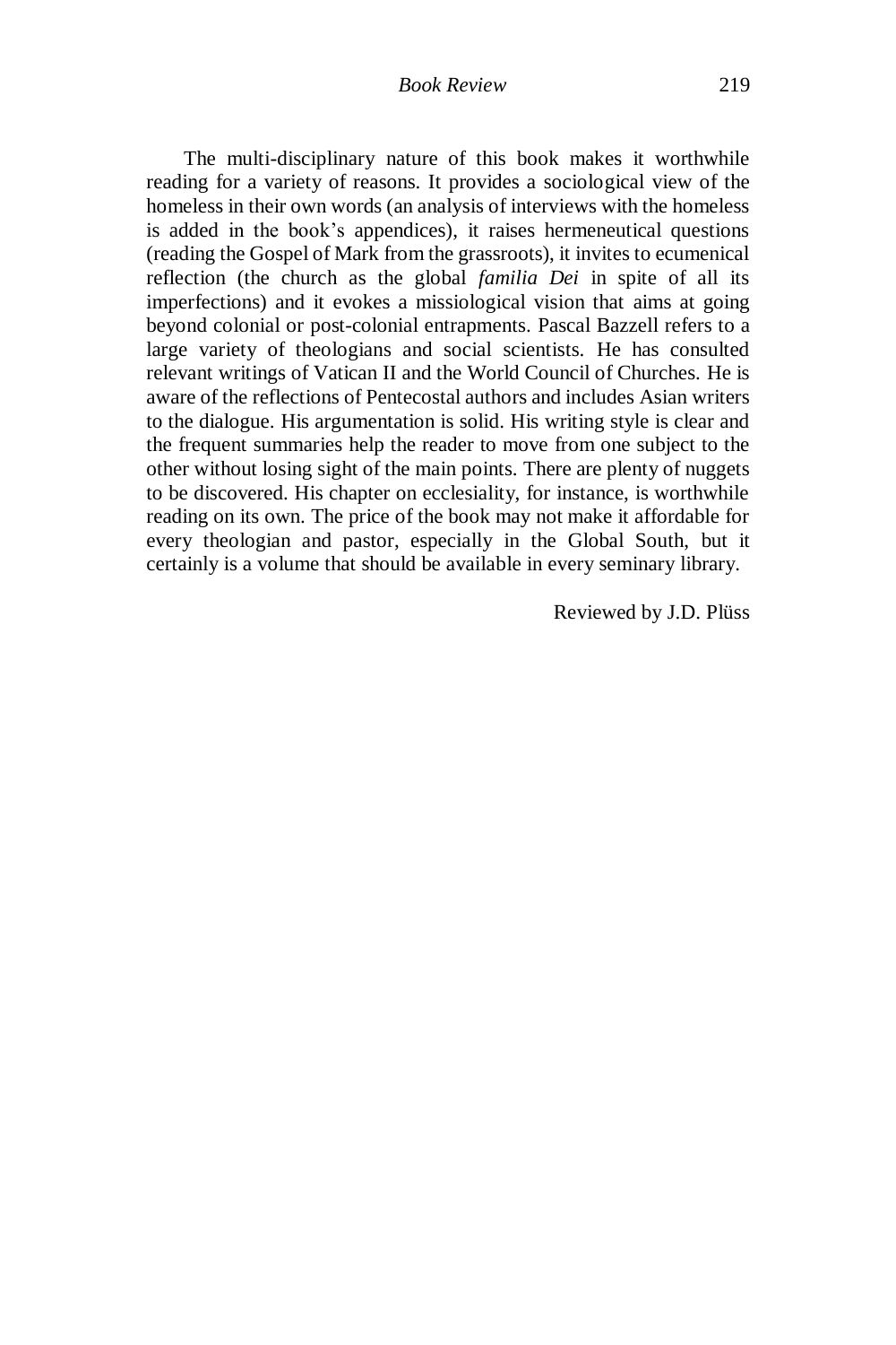The multi-disciplinary nature of this book makes it worthwhile reading for a variety of reasons. It provides a sociological view of the homeless in their own words (an analysis of interviews with the homeless is added in the book's appendices), it raises hermeneutical questions (reading the Gospel of Mark from the grassroots), it invites to ecumenical reflection (the church as the global *familia Dei* in spite of all its imperfections) and it evokes a missiological vision that aims at going beyond colonial or post-colonial entrapments. Pascal Bazzell refers to a large variety of theologians and social scientists. He has consulted relevant writings of Vatican II and the World Council of Churches. He is aware of the reflections of Pentecostal authors and includes Asian writers to the dialogue. His argumentation is solid. His writing style is clear and the frequent summaries help the reader to move from one subject to the other without losing sight of the main points. There are plenty of nuggets to be discovered. His chapter on ecclesiality, for instance, is worthwhile reading on its own. The price of the book may not make it affordable for every theologian and pastor, especially in the Global South, but it certainly is a volume that should be available in every seminary library.

Reviewed by J.D. Plüss